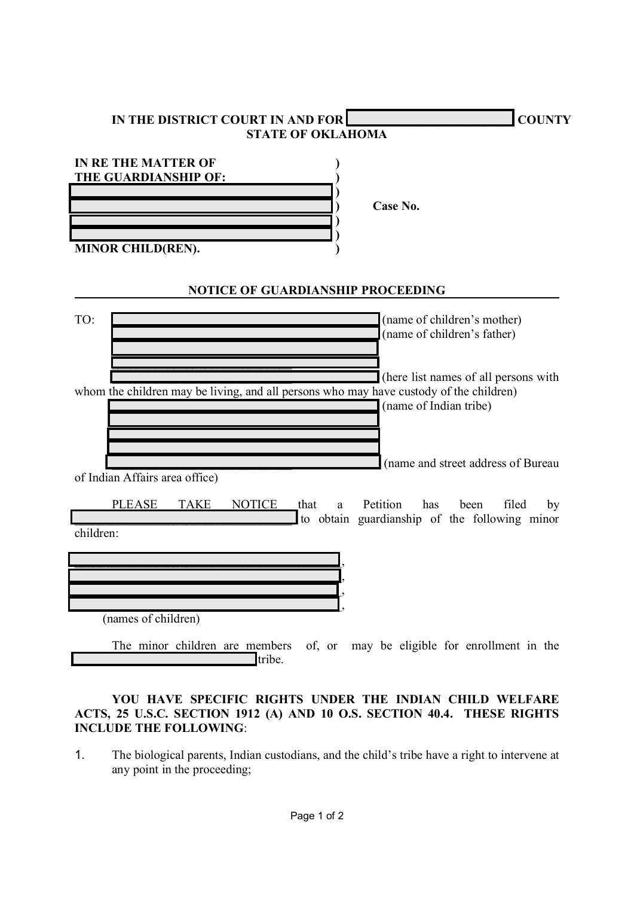IN THE DISTRICT COURT IN AND FOR ________________________ COUNTY
STATE OF OKLAHOMA

IN RE THE MATTER OF )
THE GUARDIANSHIP OF: )
________________________ )
________________________ ) Case No.
________________________ )
________________________ )
MINOR CHILD(REN). )

## NOTICE OF GUARDIANSHIP PROCEEDING

TO: ________________________ (name of children's mother)
________________________ (name of children's father)
________________________
________________________
________________________ (here list names of all persons with whom the children may be living, and all persons who may have custody of the children)
________________________ (name of Indian tribe)
________________________
________________________
________________________
________________________ (name and street address of Bureau of Indian Affairs area office)

PLEASE TAKE NOTICE that a Petition has been filed by ________________________ to obtain guardianship of the following minor children:

________________________,
________________________,
________________________,
________________________,
(names of children)

The minor children are members of, or may be eligible for enrollment in the ________________________ tribe.

**YOU HAVE SPECIFIC RIGHTS UNDER THE INDIAN CHILD WELFARE ACTS, 25 U.S.C. SECTION 1912 (A) AND 10 O.S. SECTION 40.4. THESE RIGHTS INCLUDE THE FOLLOWING**:

1. The biological parents, Indian custodians, and the child's tribe have a right to intervene at any point in the proceeding;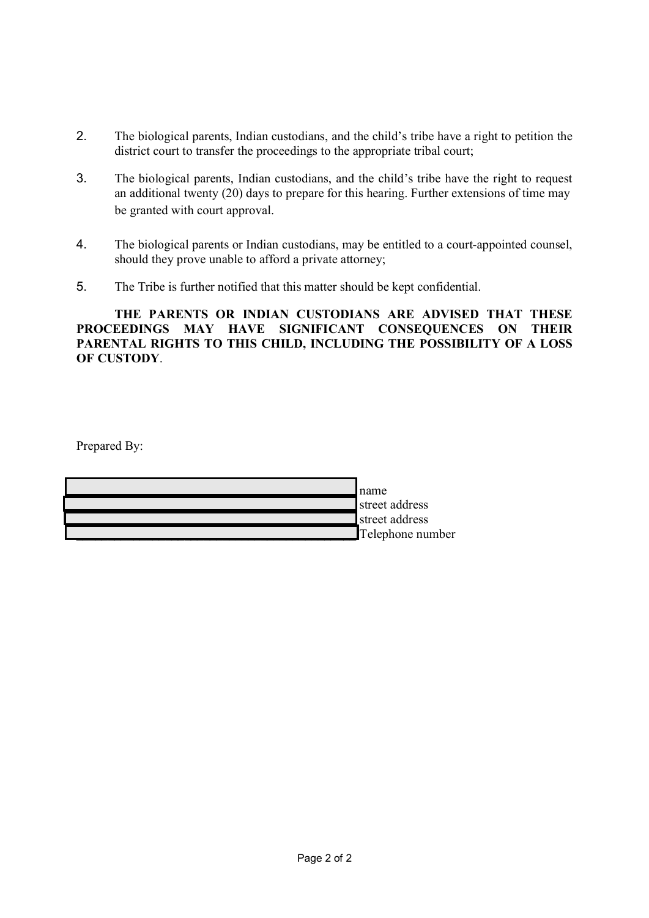2. The biological parents, Indian custodians, and the child's tribe have a right to petition the district court to transfer the proceedings to the appropriate tribal court;

3. The biological parents, Indian custodians, and the child's tribe have the right to request an additional twenty (20) days to prepare for this hearing. Further extensions of time may be granted with court approval.

4. The biological parents or Indian custodians, may be entitled to a court-appointed counsel, should they prove unable to afford a private attorney;

5. The Tribe is further notified that this matter should be kept confidential.

**THE PARENTS OR INDIAN CUSTODIANS ARE ADVISED THAT THESE PROCEEDINGS MAY HAVE SIGNIFICANT CONSEQUENCES ON THEIR PARENTAL RIGHTS TO THIS CHILD, INCLUDING THE POSSIBILITY OF A LOSS OF CUSTODY**.

Prepared By:

\_\_\_\_\_\_\_\_\_\_\_\_\_\_\_\_\_\_\_\_\_\_\_\_\_\_\_\_\_\_ name
\_\_\_\_\_\_\_\_\_\_\_\_\_\_\_\_\_\_\_\_\_\_\_\_\_\_\_\_\_\_ street address
\_\_\_\_\_\_\_\_\_\_\_\_\_\_\_\_\_\_\_\_\_\_\_\_\_\_\_\_\_\_ street address
\_\_\_\_\_\_\_\_\_\_\_\_\_\_\_\_\_\_\_\_\_\_\_\_\_\_\_\_\_\_ Telephone number